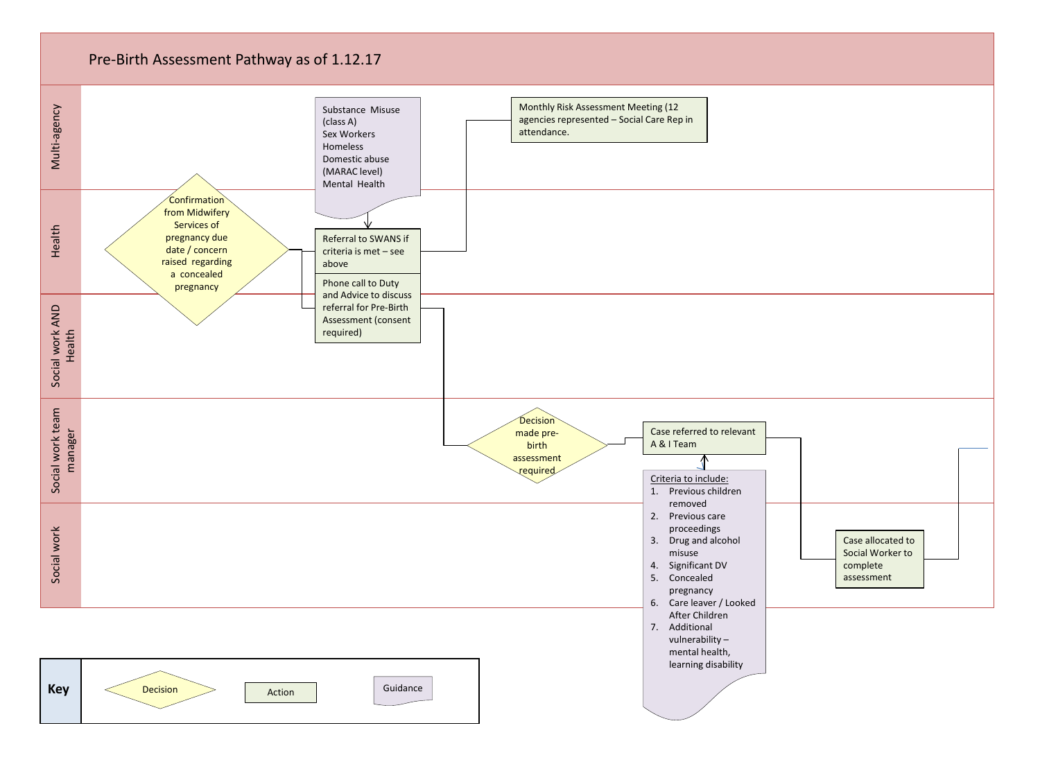# Pre-Birth Assessment Pathway as of 1.12.17

**Multi-agency**

Substance Misuse (class A)
Sex Workers
Homeless
Domestic abuse (MARAC level)
Mental Health

Monthly Risk Assessment Meeting (12 agencies represented – Social Care Rep in attendance.

**Health**

Confirmation from Midwifery Services of pregnancy due date / concern raised regarding a concealed pregnancy

Referral to SWANS if criteria is met – see above

Phone call to Duty and Advice to discuss referral for Pre-Birth Assessment (consent required)

**Social work AND Health**

**Social work team manager**

Decision made pre-birth assessment required

Case referred to relevant A & I Team

Criteria to include:

1. Previous children removed
2. Previous care proceedings
3. Drug and alcohol misuse
4. Significant DV
5. Concealed pregnancy
6. Care leaver / Looked After Children
7. Additional vulnerability – mental health, learning disability

**Social work**

Case allocated to Social Worker to complete assessment

| Key | | | |
|---|---|---|---|
| | Decision | Action | Guidance |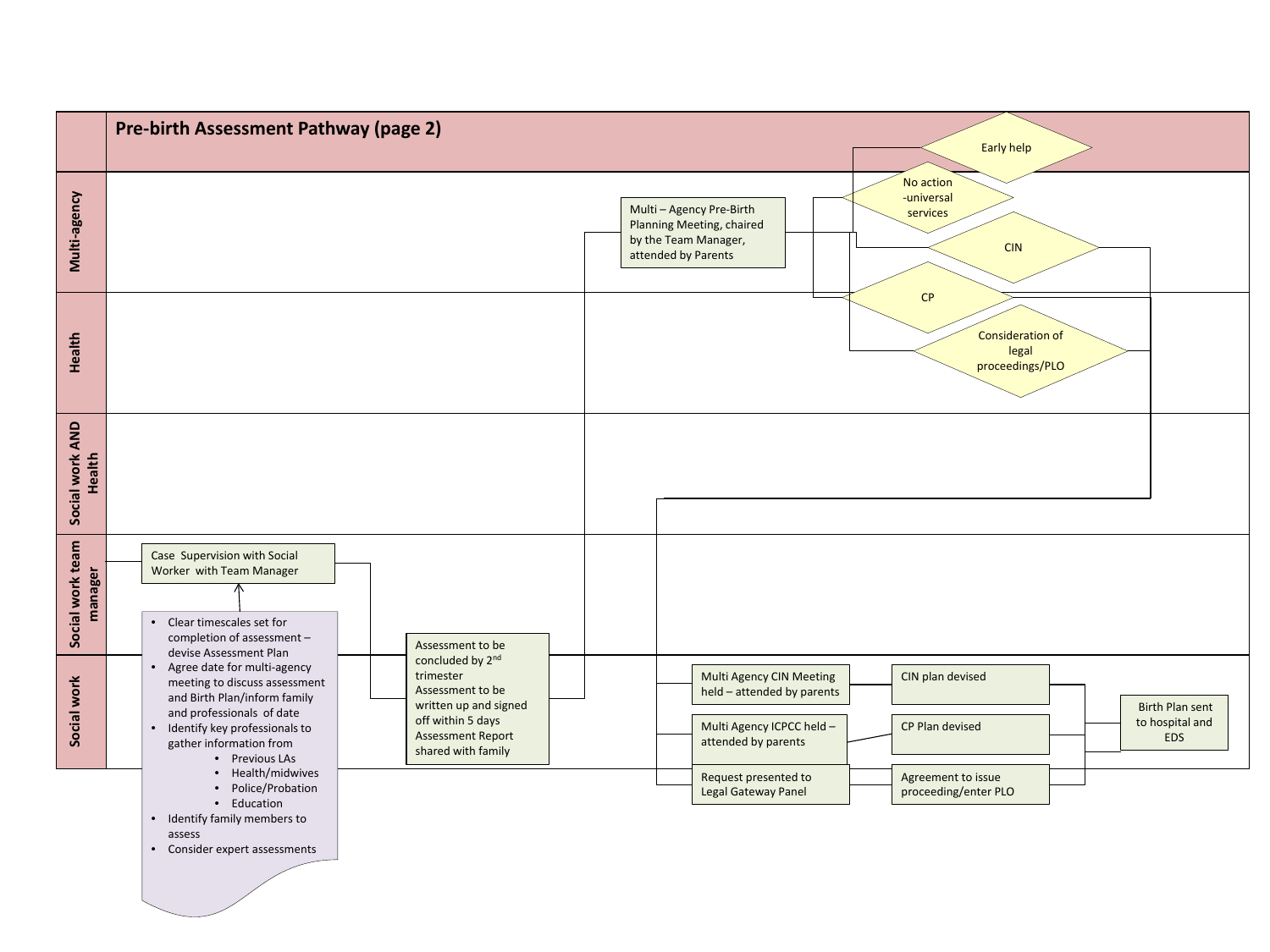# Pre-birth Assessment Pathway (page 2)

**Multi-agency**

**Health**

**Social work AND Health**

**Social work team manager**

**Social work**

Case Supervision with Social Worker with Team Manager

- Clear timescales set for completion of assessment – devise Assessment Plan
- Agree date for multi-agency meeting to discuss assessment and Birth Plan/inform family and professionals of date
- Identify key professionals to gather information from
  - Previous LAs
  - Health/midwives
  - Police/Probation
  - Education
- Identify family members to assess
- Consider expert assessments

Assessment to be concluded by 2nd trimester
Assessment to be written up and signed off within 5 days
Assessment Report shared with family

Multi – Agency Pre-Birth Planning Meeting, chaired by the Team Manager, attended by Parents

Early help

No action -universal services

CIN

CP

Consideration of legal proceedings/PLO

Multi Agency CIN Meeting held – attended by parents

CIN plan devised

Multi Agency ICPCC held – attended by parents

CP Plan devised

Request presented to Legal Gateway Panel

Agreement to issue proceeding/enter PLO

Birth Plan sent to hospital and EDS